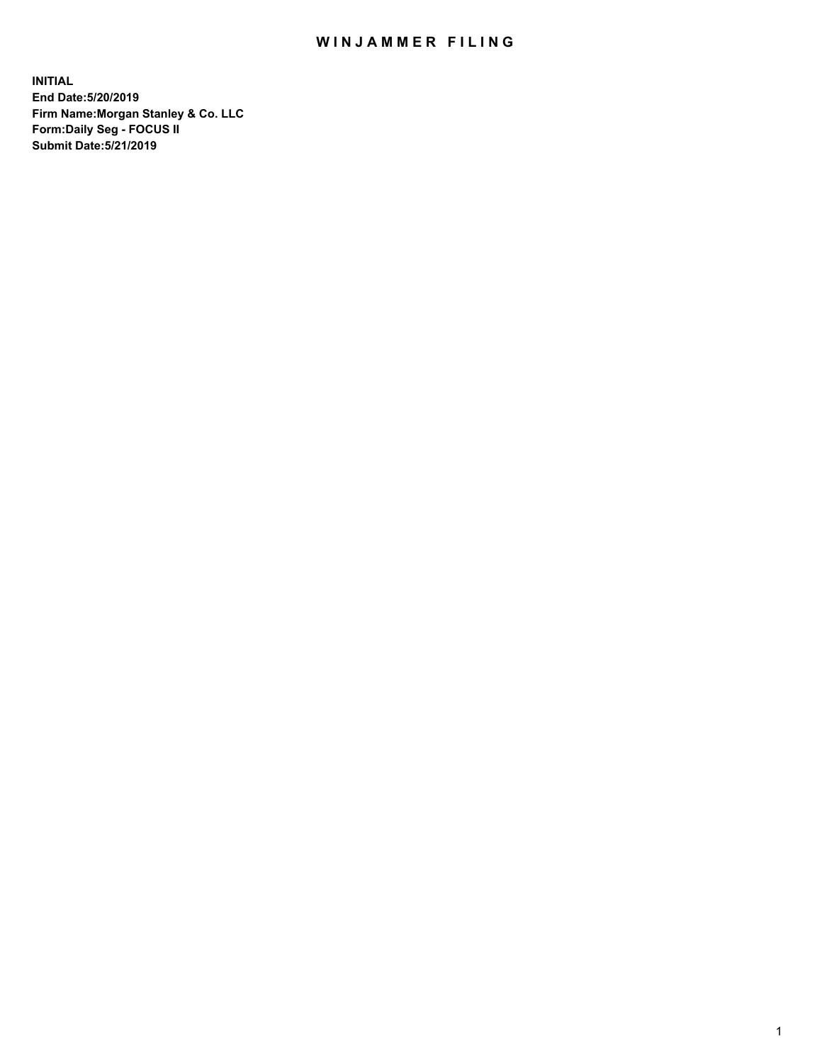# WINJAMMER FILING

**INITIAL**
**End Date:5/20/2019**
**Firm Name:Morgan Stanley & Co. LLC**
**Form:Daily Seg - FOCUS II**
**Submit Date:5/21/2019**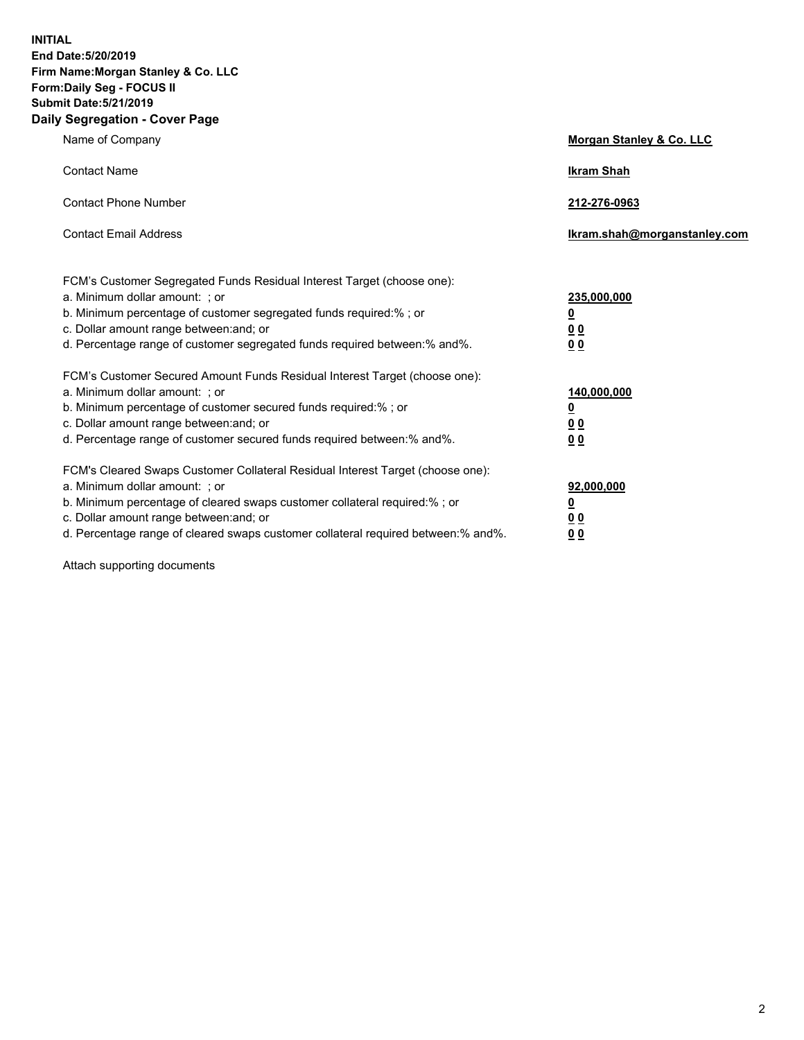**INITIAL**
**End Date:5/20/2019**
**Firm Name:Morgan Stanley & Co. LLC**
**Form:Daily Seg - FOCUS II**
**Submit Date:5/21/2019**
**Daily Segregation - Cover Page**

| | |
|---|---|
| Name of Company | **Morgan Stanley & Co. LLC** |
| Contact Name | **Ikram Shah** |
| Contact Phone Number | **212-276-0963** |
| Contact Email Address | **Ikram.shah@morganstanley.com** |

| | |
|---|---|
| FCM's Customer Segregated Funds Residual Interest Target (choose one): | |
| a. Minimum dollar amount: ; or | **235,000,000** |
| b. Minimum percentage of customer segregated funds required:% ; or | **0** |
| c. Dollar amount range between:and; or | **0 0** |
| d. Percentage range of customer segregated funds required between:% and%. | **0 0** |
| FCM's Customer Secured Amount Funds Residual Interest Target (choose one): | |
| a. Minimum dollar amount: ; or | **140,000,000** |
| b. Minimum percentage of customer secured funds required:% ; or | **0** |
| c. Dollar amount range between:and; or | **0 0** |
| d. Percentage range of customer secured funds required between:% and%. | **0 0** |
| FCM's Cleared Swaps Customer Collateral Residual Interest Target (choose one): | |
| a. Minimum dollar amount: ; or | **92,000,000** |
| b. Minimum percentage of cleared swaps customer collateral required:% ; or | **0** |
| c. Dollar amount range between:and; or | **0 0** |
| d. Percentage range of cleared swaps customer collateral required between:% and%. | **0 0** |

Attach supporting documents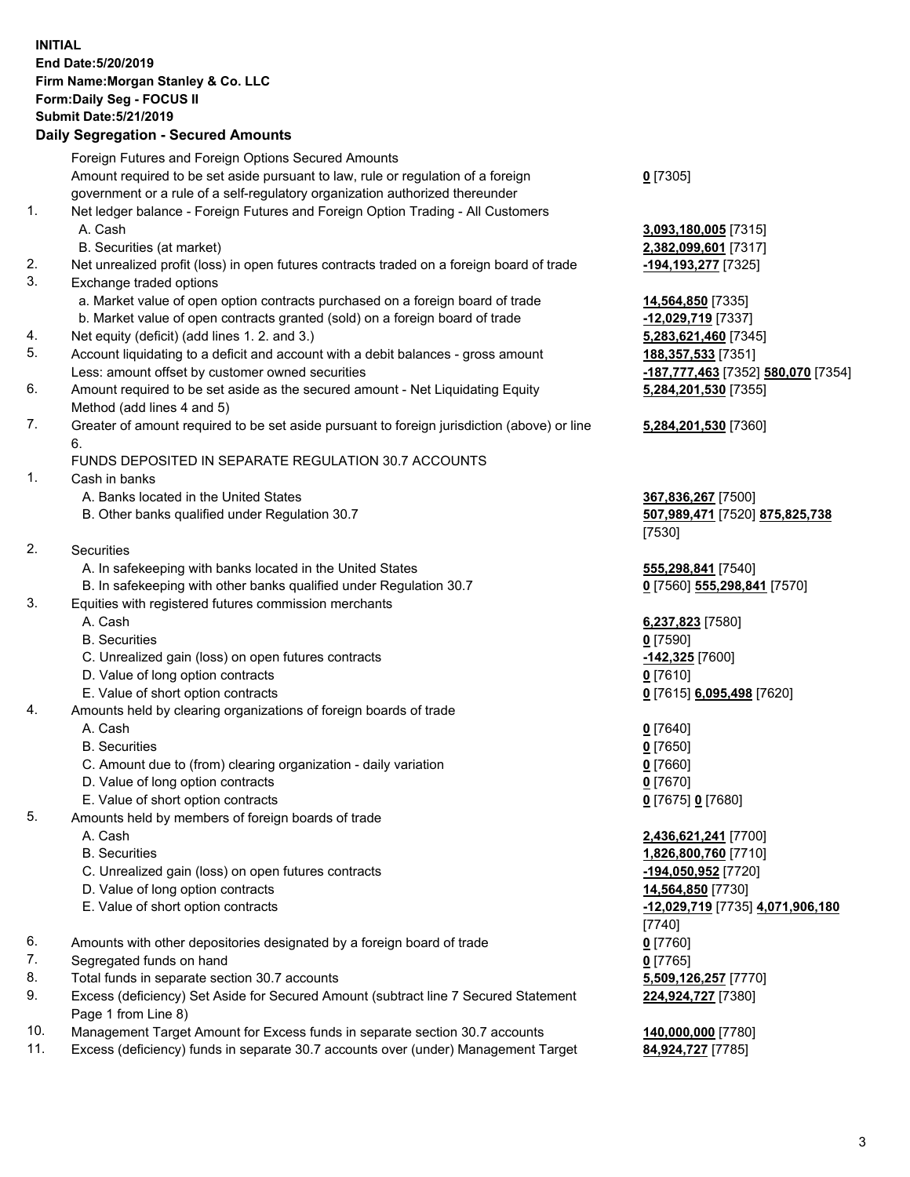**INITIAL**
**End Date:5/20/2019**
**Firm Name:Morgan Stanley & Co. LLC**
**Form:Daily Seg - FOCUS II**
**Submit Date:5/21/2019**

**Daily Segregation - Secured Amounts**

| | | |
|---|---|---|
| | Foreign Futures and Foreign Options Secured Amounts | |
| | Amount required to be set aside pursuant to law, rule or regulation of a foreign government or a rule of a self-regulatory organization authorized thereunder | **0** [7305] |
| 1. | Net ledger balance - Foreign Futures and Foreign Option Trading - All Customers | |
| | A. Cash | **3,093,180,005** [7315] |
| | B. Securities (at market) | **2,382,099,601** [7317] |
| 2. | Net unrealized profit (loss) in open futures contracts traded on a foreign board of trade | **-194,193,277** [7325] |
| 3. | Exchange traded options | |
| | a. Market value of open option contracts purchased on a foreign board of trade | **14,564,850** [7335] |
| | b. Market value of open contracts granted (sold) on a foreign board of trade | **-12,029,719** [7337] |
| 4. | Net equity (deficit) (add lines 1. 2. and 3.) | **5,283,621,460** [7345] |
| 5. | Account liquidating to a deficit and account with a debit balances - gross amount | **188,357,533** [7351] |
| | Less: amount offset by customer owned securities | **-187,777,463** [7352] **580,070** [7354] |
| 6. | Amount required to be set aside as the secured amount - Net Liquidating Equity Method (add lines 4 and 5) | **5,284,201,530** [7355] |
| 7. | Greater of amount required to be set aside pursuant to foreign jurisdiction (above) or line 6. | **5,284,201,530** [7360] |
| | FUNDS DEPOSITED IN SEPARATE REGULATION 30.7 ACCOUNTS | |
| 1. | Cash in banks | |
| | A. Banks located in the United States | **367,836,267** [7500] |
| | B. Other banks qualified under Regulation 30.7 | **507,989,471** [7520] **875,825,738** [7530] |
| 2. | Securities | |
| | A. In safekeeping with banks located in the United States | **555,298,841** [7540] |
| | B. In safekeeping with other banks qualified under Regulation 30.7 | **0** [7560] **555,298,841** [7570] |
| 3. | Equities with registered futures commission merchants | |
| | A. Cash | **6,237,823** [7580] |
| | B. Securities | **0** [7590] |
| | C. Unrealized gain (loss) on open futures contracts | **-142,325** [7600] |
| | D. Value of long option contracts | **0** [7610] |
| | E. Value of short option contracts | **0** [7615] **6,095,498** [7620] |
| 4. | Amounts held by clearing organizations of foreign boards of trade | |
| | A. Cash | **0** [7640] |
| | B. Securities | **0** [7650] |
| | C. Amount due to (from) clearing organization - daily variation | **0** [7660] |
| | D. Value of long option contracts | **0** [7670] |
| | E. Value of short option contracts | **0** [7675] **0** [7680] |
| 5. | Amounts held by members of foreign boards of trade | |
| | A. Cash | **2,436,621,241** [7700] |
| | B. Securities | **1,826,800,760** [7710] |
| | C. Unrealized gain (loss) on open futures contracts | **-194,050,952** [7720] |
| | D. Value of long option contracts | **14,564,850** [7730] |
| | E. Value of short option contracts | **-12,029,719** [7735] **4,071,906,180** [7740] |
| 6. | Amounts with other depositories designated by a foreign board of trade | **0** [7760] |
| 7. | Segregated funds on hand | **0** [7765] |
| 8. | Total funds in separate section 30.7 accounts | **5,509,126,257** [7770] |
| 9. | Excess (deficiency) Set Aside for Secured Amount (subtract line 7 Secured Statement Page 1 from Line 8) | **224,924,727** [7380] |
| 10. | Management Target Amount for Excess funds in separate section 30.7 accounts | **140,000,000** [7780] |
| 11. | Excess (deficiency) funds in separate 30.7 accounts over (under) Management Target | **84,924,727** [7785] |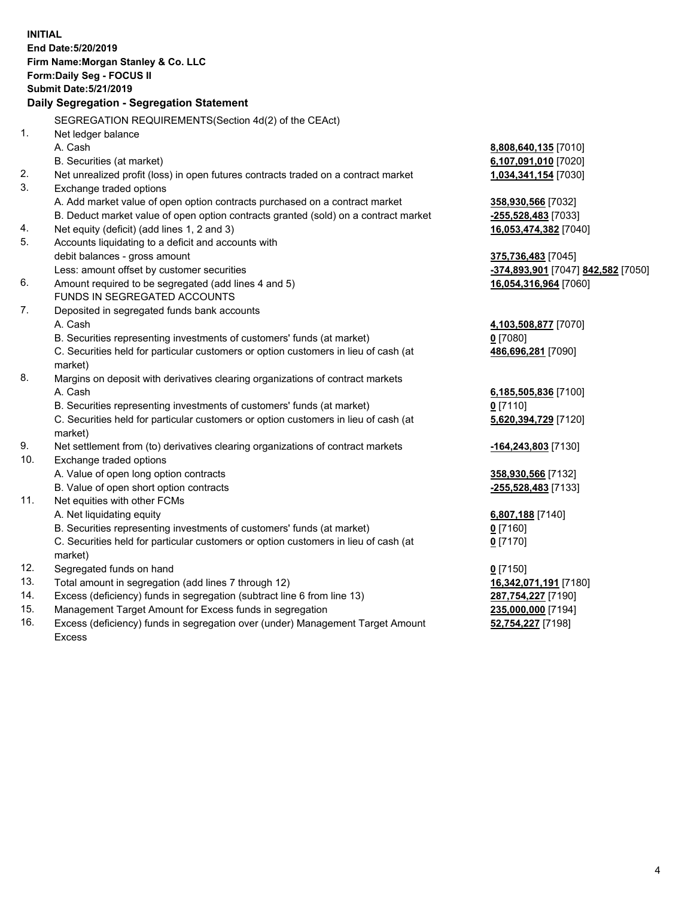**INITIAL**
**End Date:5/20/2019**
**Firm Name:Morgan Stanley & Co. LLC**
**Form:Daily Seg - FOCUS II**
**Submit Date:5/21/2019**

**Daily Segregation - Segregation Statement**

SEGREGATION REQUIREMENTS(Section 4d(2) of the CEAct)

| | | | |
|---|---|---|---|
| 1. | Net ledger balance | | |
| | A. Cash | **8,808,640,135** [7010] | |
| | B. Securities (at market) | **6,107,091,010** [7020] | |
| 2. | Net unrealized profit (loss) in open futures contracts traded on a contract market | **1,034,341,154** [7030] | |
| 3. | Exchange traded options | | |
| | A. Add market value of open option contracts purchased on a contract market | **358,930,566** [7032] | |
| | B. Deduct market value of open option contracts granted (sold) on a contract market | **-255,528,483** [7033] | |
| 4. | Net equity (deficit) (add lines 1, 2 and 3) | **16,053,474,382** [7040] | |
| 5. | Accounts liquidating to a deficit and accounts with debit balances - gross amount | **375,736,483** [7045] | |
| | Less: amount offset by customer securities | **-374,893,901** [7047] | **842,582** [7050] |
| 6. | Amount required to be segregated (add lines 4 and 5) | **16,054,316,964** [7060] | |
| | FUNDS IN SEGREGATED ACCOUNTS | | |
| 7. | Deposited in segregated funds bank accounts | | |
| | A. Cash | **4,103,508,877** [7070] | |
| | B. Securities representing investments of customers' funds (at market) | **0** [7080] | |
| | C. Securities held for particular customers or option customers in lieu of cash (at market) | **486,696,281** [7090] | |
| 8. | Margins on deposit with derivatives clearing organizations of contract markets | | |
| | A. Cash | **6,185,505,836** [7100] | |
| | B. Securities representing investments of customers' funds (at market) | **0** [7110] | |
| | C. Securities held for particular customers or option customers in lieu of cash (at market) | **5,620,394,729** [7120] | |
| 9. | Net settlement from (to) derivatives clearing organizations of contract markets | **-164,243,803** [7130] | |
| 10. | Exchange traded options | | |
| | A. Value of open long option contracts | **358,930,566** [7132] | |
| | B. Value of open short option contracts | **-255,528,483** [7133] | |
| 11. | Net equities with other FCMs | | |
| | A. Net liquidating equity | **6,807,188** [7140] | |
| | B. Securities representing investments of customers' funds (at market) | **0** [7160] | |
| | C. Securities held for particular customers or option customers in lieu of cash (at market) | **0** [7170] | |
| 12. | Segregated funds on hand | **0** [7150] | |
| 13. | Total amount in segregation (add lines 7 through 12) | **16,342,071,191** [7180] | |
| 14. | Excess (deficiency) funds in segregation (subtract line 6 from line 13) | **287,754,227** [7190] | |
| 15. | Management Target Amount for Excess funds in segregation | **235,000,000** [7194] | |
| 16. | Excess (deficiency) funds in segregation over (under) Management Target Amount Excess | **52,754,227** [7198] | |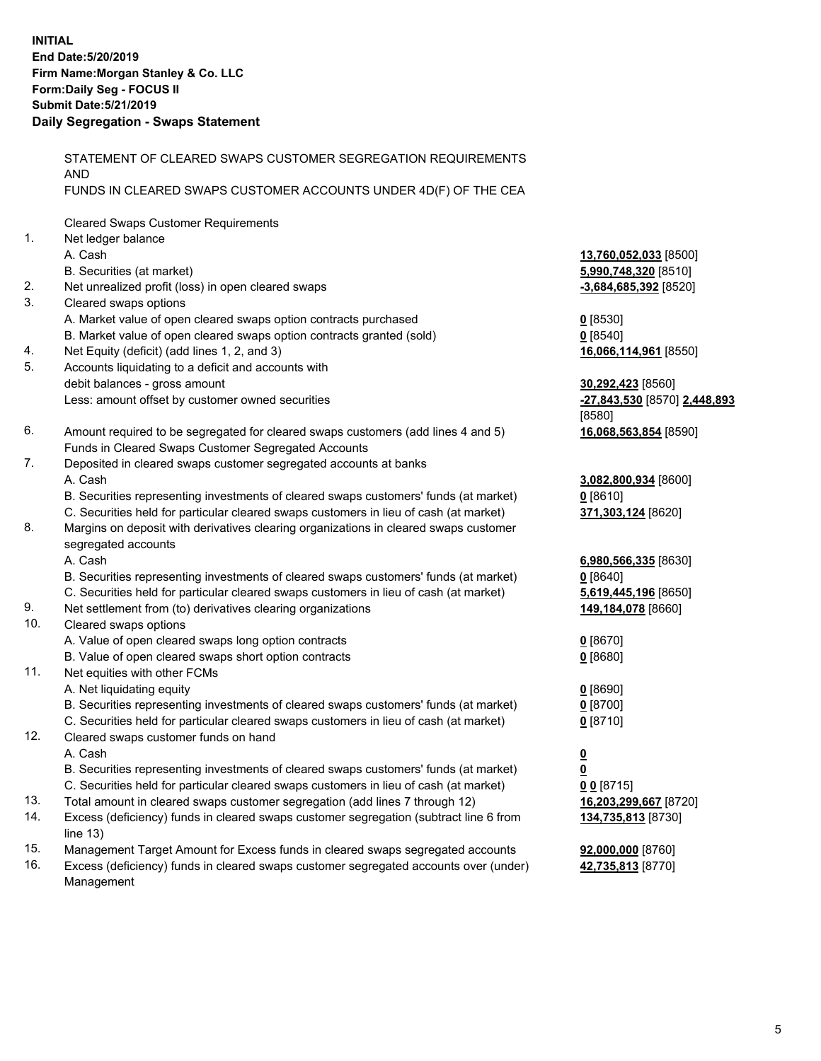**INITIAL**
**End Date:5/20/2019**
**Firm Name:Morgan Stanley & Co. LLC**
**Form:Daily Seg - FOCUS II**
**Submit Date:5/21/2019**
**Daily Segregation - Swaps Statement**

STATEMENT OF CLEARED SWAPS CUSTOMER SEGREGATION REQUIREMENTS AND FUNDS IN CLEARED SWAPS CUSTOMER ACCOUNTS UNDER 4D(F) OF THE CEA

| | | |
|---|---|---|
| | Cleared Swaps Customer Requirements | |
| 1. | Net ledger balance | |
| | A. Cash | **13,760,052,033** [8500] |
| | B. Securities (at market) | **5,990,748,320** [8510] |
| 2. | Net unrealized profit (loss) in open cleared swaps | **-3,684,685,392** [8520] |
| 3. | Cleared swaps options | |
| | A. Market value of open cleared swaps option contracts purchased | **0** [8530] |
| | B. Market value of open cleared swaps option contracts granted (sold) | **0** [8540] |
| 4. | Net Equity (deficit) (add lines 1, 2, and 3) | **16,066,114,961** [8550] |
| 5. | Accounts liquidating to a deficit and accounts with debit balances - gross amount | **30,292,423** [8560] |
| | Less: amount offset by customer owned securities | **-27,843,530** [8570] **2,448,893** [8580] |
| 6. | Amount required to be segregated for cleared swaps customers (add lines 4 and 5) | **16,068,563,854** [8590] |
| | Funds in Cleared Swaps Customer Segregated Accounts | |
| 7. | Deposited in cleared swaps customer segregated accounts at banks | |
| | A. Cash | **3,082,800,934** [8600] |
| | B. Securities representing investments of cleared swaps customers' funds (at market) | **0** [8610] |
| | C. Securities held for particular cleared swaps customers in lieu of cash (at market) | **371,303,124** [8620] |
| 8. | Margins on deposit with derivatives clearing organizations in cleared swaps customer segregated accounts | |
| | A. Cash | **6,980,566,335** [8630] |
| | B. Securities representing investments of cleared swaps customers' funds (at market) | **0** [8640] |
| | C. Securities held for particular cleared swaps customers in lieu of cash (at market) | **5,619,445,196** [8650] |
| 9. | Net settlement from (to) derivatives clearing organizations | **149,184,078** [8660] |
| 10. | Cleared swaps options | |
| | A. Value of open cleared swaps long option contracts | **0** [8670] |
| | B. Value of open cleared swaps short option contracts | **0** [8680] |
| 11. | Net equities with other FCMs | |
| | A. Net liquidating equity | **0** [8690] |
| | B. Securities representing investments of cleared swaps customers' funds (at market) | **0** [8700] |
| | C. Securities held for particular cleared swaps customers in lieu of cash (at market) | **0** [8710] |
| 12. | Cleared swaps customer funds on hand | |
| | A. Cash | **0** |
| | B. Securities representing investments of cleared swaps customers' funds (at market) | **0** |
| | C. Securities held for particular cleared swaps customers in lieu of cash (at market) | **0** **0** [8715] |
| 13. | Total amount in cleared swaps customer segregation (add lines 7 through 12) | **16,203,299,667** [8720] |
| 14. | Excess (deficiency) funds in cleared swaps customer segregation (subtract line 6 from line 13) | **134,735,813** [8730] |
| 15. | Management Target Amount for Excess funds in cleared swaps segregated accounts | **92,000,000** [8760] |
| 16. | Excess (deficiency) funds in cleared swaps customer segregated accounts over (under) Management | **42,735,813** [8770] |